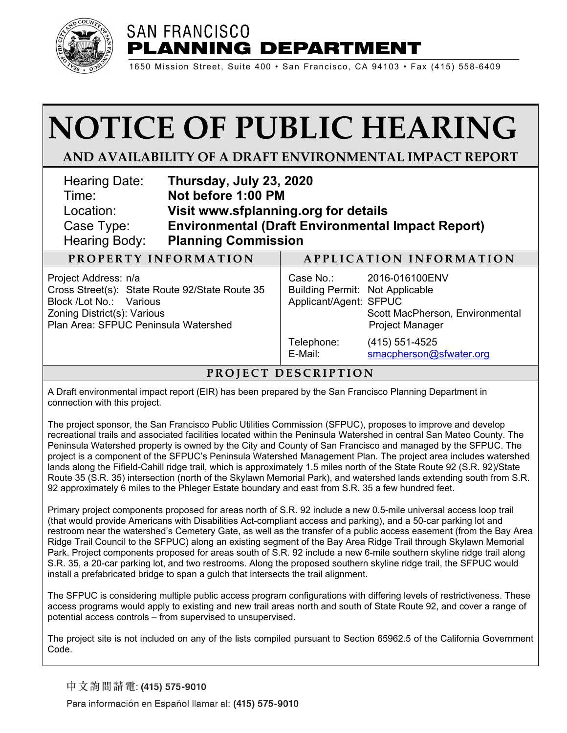SAN FRANCISCO
**PLANNING DEPARTMENT**

1650 Mission Street, Suite 400 • San Francisco, CA 94103 • Fax (415) 558-6409

# NOTICE OF PUBLIC HEARING

## AND AVAILABILITY OF A DRAFT ENVIRONMENTAL IMPACT REPORT

| | |
|---|---|
| Hearing Date: | **Thursday, July 23, 2020** |
| Time: | **Not before 1:00 PM** |
| Location: | **Visit www.sfplanning.org for details** |
| Case Type: | **Environmental (Draft Environmental Impact Report)** |
| Hearing Body: | **Planning Commission** |

| PROPERTY INFORMATION | APPLICATION INFORMATION |
|---|---|
| Project Address: n/a<br>Cross Street(s): State Route 92/State Route 35<br>Block /Lot No.: Various<br>Zoning District(s): Various<br>Plan Area: SFPUC Peninsula Watershed | Case No.: 2016-016100ENV<br>Building Permit: Not Applicable<br>Applicant/Agent: SFPUC<br>Scott MacPherson, Environmental Project Manager<br>Telephone: (415) 551-4525<br>E-Mail: smacpherson@sfwater.org |

### PROJECT DESCRIPTION

A Draft environmental impact report (EIR) has been prepared by the San Francisco Planning Department in connection with this project.

The project sponsor, the San Francisco Public Utilities Commission (SFPUC), proposes to improve and develop recreational trails and associated facilities located within the Peninsula Watershed in central San Mateo County. The Peninsula Watershed property is owned by the City and County of San Francisco and managed by the SFPUC. The project is a component of the SFPUC's Peninsula Watershed Management Plan. The project area includes watershed lands along the Fifield-Cahill ridge trail, which is approximately 1.5 miles north of the State Route 92 (S.R. 92)/State Route 35 (S.R. 35) intersection (north of the Skylawn Memorial Park), and watershed lands extending south from S.R. 92 approximately 6 miles to the Phleger Estate boundary and east from S.R. 35 a few hundred feet.

Primary project components proposed for areas north of S.R. 92 include a new 0.5-mile universal access loop trail (that would provide Americans with Disabilities Act-compliant access and parking), and a 50-car parking lot and restroom near the watershed's Cemetery Gate, as well as the transfer of a public access easement (from the Bay Area Ridge Trail Council to the SFPUC) along an existing segment of the Bay Area Ridge Trail through Skylawn Memorial Park. Project components proposed for areas south of S.R. 92 include a new 6-mile southern skyline ridge trail along S.R. 35, a 20-car parking lot, and two restrooms. Along the proposed southern skyline ridge trail, the SFPUC would install a prefabricated bridge to span a gulch that intersects the trail alignment.

The SFPUC is considering multiple public access program configurations with differing levels of restrictiveness. These access programs would apply to existing and new trail areas north and south of State Route 92, and cover a range of potential access controls – from supervised to unsupervised.

The project site is not included on any of the lists compiled pursuant to Section 65962.5 of the California Government Code.

中文詢問請電: **(415) 575-9010**

Para información en Español llamar al: **(415) 575-9010**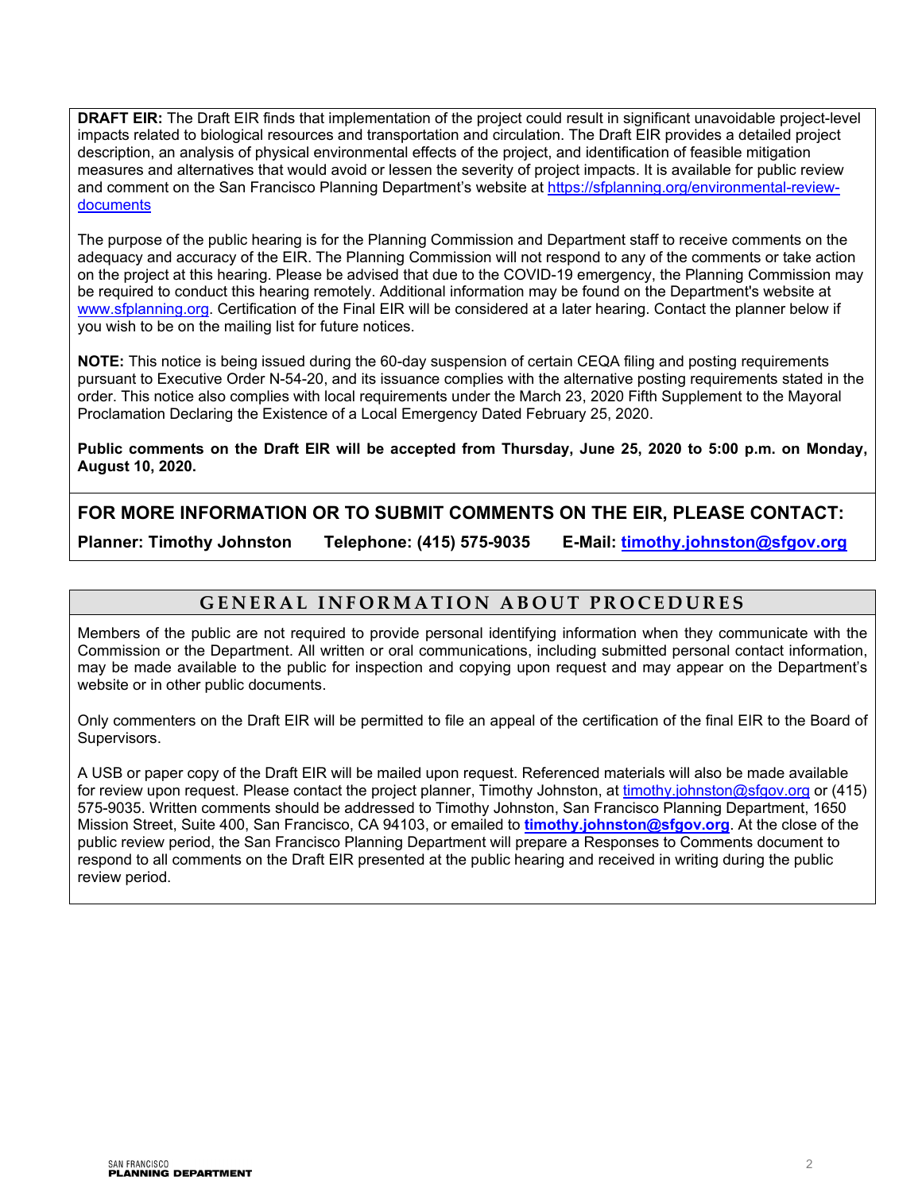**DRAFT EIR:** The Draft EIR finds that implementation of the project could result in significant unavoidable project-level impacts related to biological resources and transportation and circulation. The Draft EIR provides a detailed project description, an analysis of physical environmental effects of the project, and identification of feasible mitigation measures and alternatives that would avoid or lessen the severity of project impacts. It is available for public review and comment on the San Francisco Planning Department's website at https://sfplanning.org/environmental-review-documents

The purpose of the public hearing is for the Planning Commission and Department staff to receive comments on the adequacy and accuracy of the EIR. The Planning Commission will not respond to any of the comments or take action on the project at this hearing. Please be advised that due to the COVID-19 emergency, the Planning Commission may be required to conduct this hearing remotely. Additional information may be found on the Department's website at www.sfplanning.org. Certification of the Final EIR will be considered at a later hearing. Contact the planner below if you wish to be on the mailing list for future notices.

**NOTE:** This notice is being issued during the 60-day suspension of certain CEQA filing and posting requirements pursuant to Executive Order N-54-20, and its issuance complies with the alternative posting requirements stated in the order. This notice also complies with local requirements under the March 23, 2020 Fifth Supplement to the Mayoral Proclamation Declaring the Existence of a Local Emergency Dated February 25, 2020.

**Public comments on the Draft EIR will be accepted from Thursday, June 25, 2020 to 5:00 p.m. on Monday, August 10, 2020.**

## FOR MORE INFORMATION OR TO SUBMIT COMMENTS ON THE EIR, PLEASE CONTACT:

**Planner: Timothy Johnston Telephone: (415) 575-9035 E-Mail: timothy.johnston@sfgov.org**

## GENERAL INFORMATION ABOUT PROCEDURES

Members of the public are not required to provide personal identifying information when they communicate with the Commission or the Department. All written or oral communications, including submitted personal contact information, may be made available to the public for inspection and copying upon request and may appear on the Department's website or in other public documents.

Only commenters on the Draft EIR will be permitted to file an appeal of the certification of the final EIR to the Board of Supervisors.

A USB or paper copy of the Draft EIR will be mailed upon request. Referenced materials will also be made available for review upon request. Please contact the project planner, Timothy Johnston, at timothy.johnston@sfgov.org or (415) 575-9035. Written comments should be addressed to Timothy Johnston, San Francisco Planning Department, 1650 Mission Street, Suite 400, San Francisco, CA 94103, or emailed to **timothy.johnston@sfgov.org**. At the close of the public review period, the San Francisco Planning Department will prepare a Responses to Comments document to respond to all comments on the Draft EIR presented at the public hearing and received in writing during the public review period.